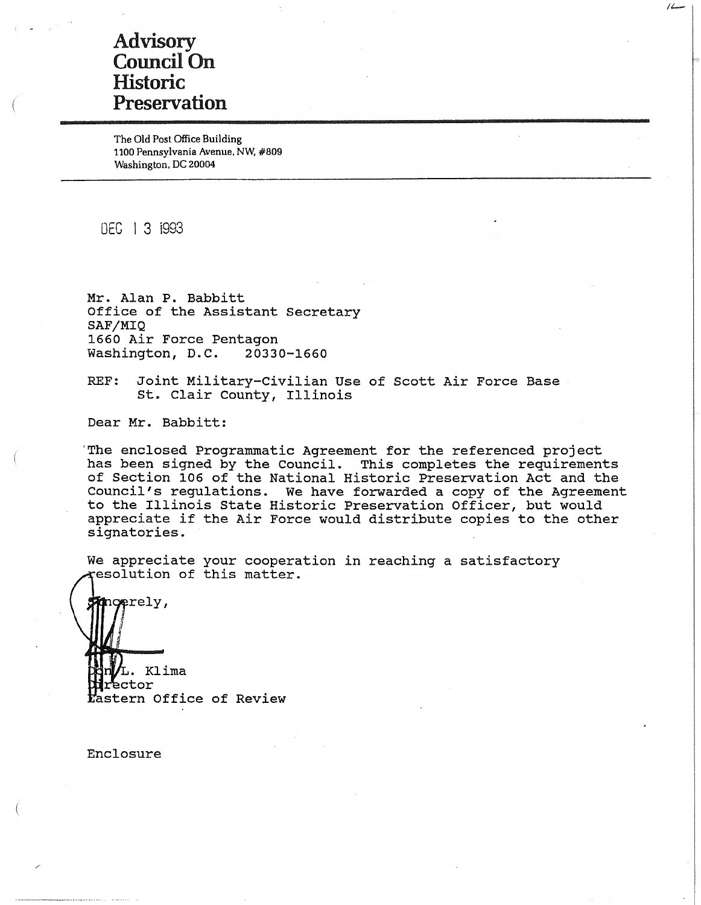# Advisory Council On Historic Preservation

The Old Post Office Building
1100 Pennsylvania Avenue, NW, #809
Washington, DC 20004

DEC 13 1993

Mr. Alan P. Babbitt
Office of the Assistant Secretary
SAF/MIQ
1660 Air Force Pentagon
Washington, D.C. 20330-1660

REF: Joint Military-Civilian Use of Scott Air Force Base
St. Clair County, Illinois

Dear Mr. Babbitt:

The enclosed Programmatic Agreement for the referenced project has been signed by the Council. This completes the requirements of Section 106 of the National Historic Preservation Act and the Council's regulations. We have forwarded a copy of the Agreement to the Illinois State Historic Preservation Officer, but would appreciate if the Air Force would distribute copies to the other signatories.

We appreciate your cooperation in reaching a satisfactory resolution of this matter.

Sincerely,

Don L. Klima
Director
Eastern Office of Review

Enclosure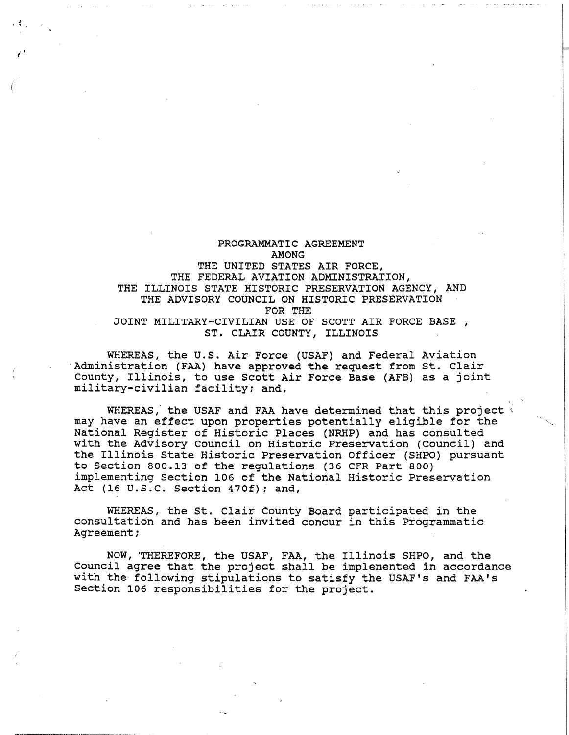# PROGRAMMATIC AGREEMENT
## AMONG
## THE UNITED STATES AIR FORCE,
## THE FEDERAL AVIATION ADMINISTRATION,
## THE ILLINOIS STATE HISTORIC PRESERVATION AGENCY, AND
## THE ADVISORY COUNCIL ON HISTORIC PRESERVATION
## FOR THE
## JOINT MILITARY-CIVILIAN USE OF SCOTT AIR FORCE BASE ,
## ST. CLAIR COUNTY, ILLINOIS

WHEREAS, the U.S. Air Force (USAF) and Federal Aviation Administration (FAA) have approved the request from St. Clair County, Illinois, to use Scott Air Force Base (AFB) as a joint military-civilian facility; and,

WHEREAS, the USAF and FAA have determined that this project may have an effect upon properties potentially eligible for the National Register of Historic Places (NRHP) and has consulted with the Advisory Council on Historic Preservation (Council) and the Illinois State Historic Preservation Officer (SHPO) pursuant to Section 800.13 of the regulations (36 CFR Part 800) implementing Section 106 of the National Historic Preservation Act (16 U.S.C. Section 470f); and,

WHEREAS, the St. Clair County Board participated in the consultation and has been invited concur in this Programmatic Agreement;

NOW, THEREFORE, the USAF, FAA, the Illinois SHPO, and the Council agree that the project shall be implemented in accordance with the following stipulations to satisfy the USAF's and FAA's Section 106 responsibilities for the project.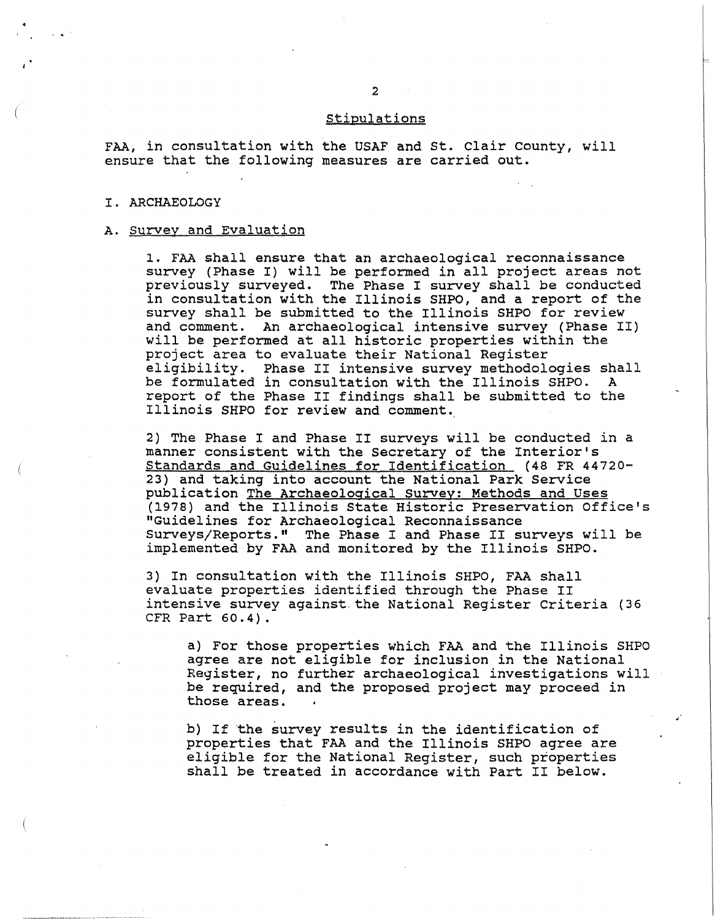## Stipulations

FAA, in consultation with the USAF and St. Clair County, will ensure that the following measures are carried out.

### I. ARCHAEOLOGY

#### A. Survey and Evaluation

1. FAA shall ensure that an archaeological reconnaissance survey (Phase I) will be performed in all project areas not previously surveyed. The Phase I survey shall be conducted in consultation with the Illinois SHPO, and a report of the survey shall be submitted to the Illinois SHPO for review and comment. An archaeological intensive survey (Phase II) will be performed at all historic properties within the project area to evaluate their National Register eligibility. Phase II intensive survey methodologies shall be formulated in consultation with the Illinois SHPO. A report of the Phase II findings shall be submitted to the Illinois SHPO for review and comment.

2) The Phase I and Phase II surveys will be conducted in a manner consistent with the Secretary of the Interior's Standards and Guidelines for Identification (48 FR 44720-23) and taking into account the National Park Service publication The Archaeological Survey: Methods and Uses (1978) and the Illinois State Historic Preservation Office's "Guidelines for Archaeological Reconnaissance Surveys/Reports." The Phase I and Phase II surveys will be implemented by FAA and monitored by the Illinois SHPO.

3) In consultation with the Illinois SHPO, FAA shall evaluate properties identified through the Phase II intensive survey against the National Register Criteria (36 CFR Part 60.4).

a) For those properties which FAA and the Illinois SHPO agree are not eligible for inclusion in the National Register, no further archaeological investigations will be required, and the proposed project may proceed in those areas.

b) If the survey results in the identification of properties that FAA and the Illinois SHPO agree are eligible for the National Register, such properties shall be treated in accordance with Part II below.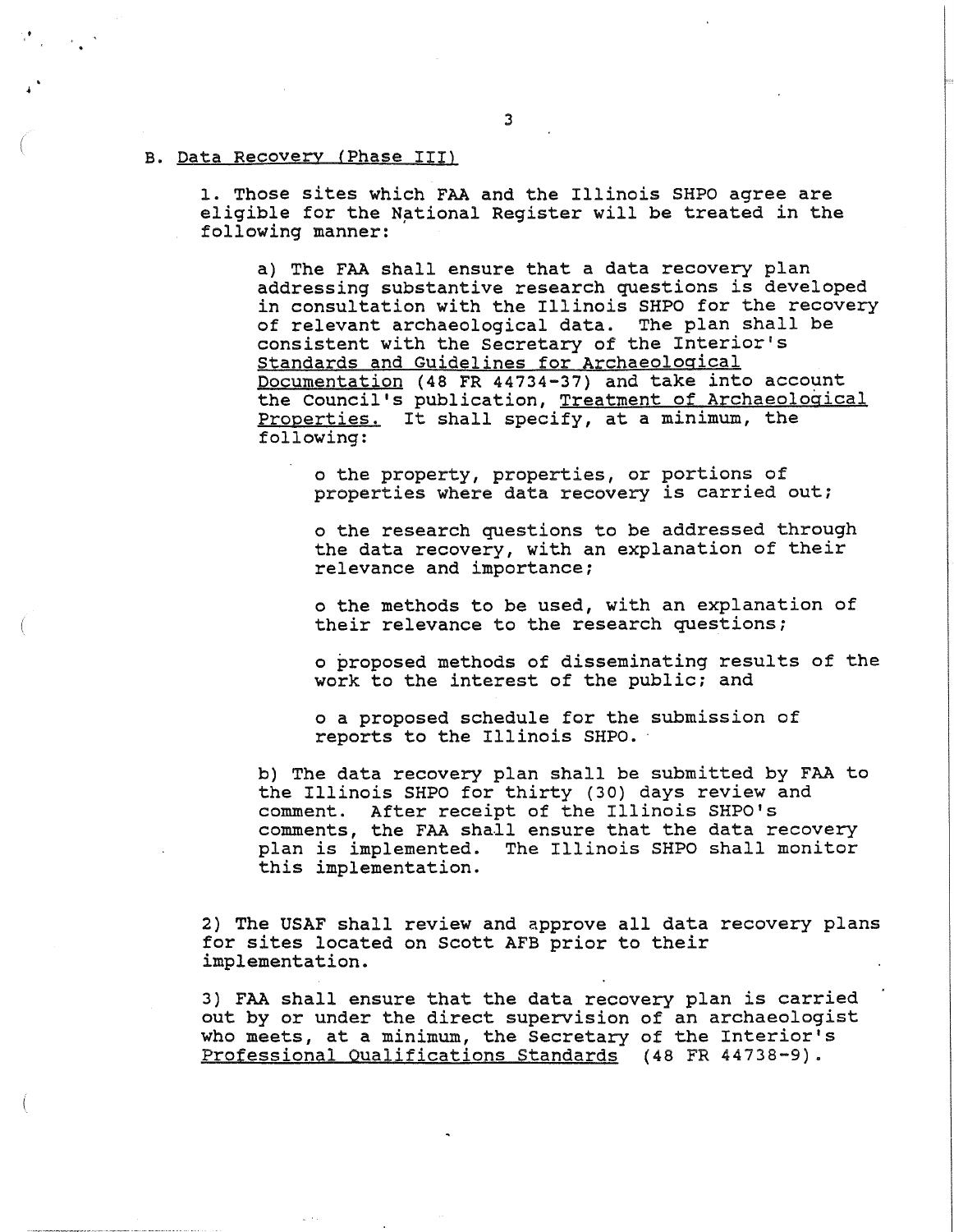B. Data Recovery (Phase III)

1. Those sites which FAA and the Illinois SHPO agree are eligible for the National Register will be treated in the following manner:

a) The FAA shall ensure that a data recovery plan addressing substantive research questions is developed in consultation with the Illinois SHPO for the recovery of relevant archaeological data. The plan shall be consistent with the Secretary of the Interior's Standards and Guidelines for Archaeological Documentation (48 FR 44734-37) and take into account the Council's publication, Treatment of Archaeological Properties. It shall specify, at a minimum, the following:

- the property, properties, or portions of properties where data recovery is carried out;
- the research questions to be addressed through the data recovery, with an explanation of their relevance and importance;
- the methods to be used, with an explanation of their relevance to the research questions;
- proposed methods of disseminating results of the work to the interest of the public; and
- a proposed schedule for the submission of reports to the Illinois SHPO.

b) The data recovery plan shall be submitted by FAA to the Illinois SHPO for thirty (30) days review and comment. After receipt of the Illinois SHPO's comments, the FAA shall ensure that the data recovery plan is implemented. The Illinois SHPO shall monitor this implementation.

2) The USAF shall review and approve all data recovery plans for sites located on Scott AFB prior to their implementation.

3) FAA shall ensure that the data recovery plan is carried out by or under the direct supervision of an archaeologist who meets, at a minimum, the Secretary of the Interior's Professional Qualifications Standards (48 FR 44738-9).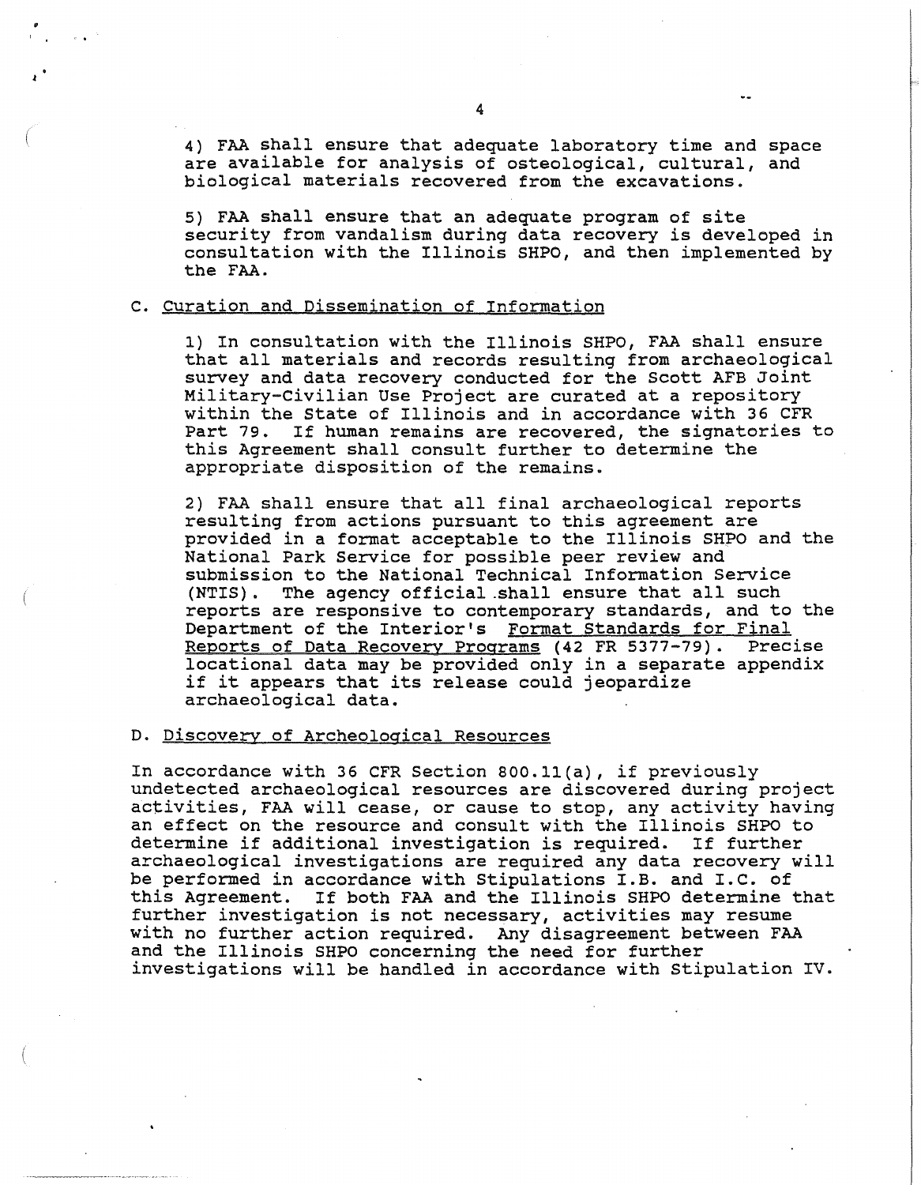4) FAA shall ensure that adequate laboratory time and space are available for analysis of osteological, cultural, and biological materials recovered from the excavations.

5) FAA shall ensure that an adequate program of site security from vandalism during data recovery is developed in consultation with the Illinois SHPO, and then implemented by the FAA.

C. <u>Curation and Dissemination of Information</u>

1) In consultation with the Illinois SHPO, FAA shall ensure that all materials and records resulting from archaeological survey and data recovery conducted for the Scott AFB Joint Military-Civilian Use Project are curated at a repository within the State of Illinois and in accordance with 36 CFR Part 79. If human remains are recovered, the signatories to this Agreement shall consult further to determine the appropriate disposition of the remains.

2) FAA shall ensure that all final archaeological reports resulting from actions pursuant to this agreement are provided in a format acceptable to the Illinois SHPO and the National Park Service for possible peer review and submission to the National Technical Information Service (NTIS). The agency official shall ensure that all such reports are responsive to contemporary standards, and to the Department of the Interior's <u>Format Standards for Final Reports of Data Recovery Programs</u> (42 FR 5377-79). Precise locational data may be provided only in a separate appendix if it appears that its release could jeopardize archaeological data.

D. <u>Discovery of Archeological Resources</u>

In accordance with 36 CFR Section 800.11(a), if previously undetected archaeological resources are discovered during project activities, FAA will cease, or cause to stop, any activity having an effect on the resource and consult with the Illinois SHPO to determine if additional investigation is required. If further archaeological investigations are required any data recovery will be performed in accordance with Stipulations I.B. and I.C. of this Agreement. If both FAA and the Illinois SHPO determine that further investigation is not necessary, activities may resume with no further action required. Any disagreement between FAA and the Illinois SHPO concerning the need for further investigations will be handled in accordance with Stipulation IV.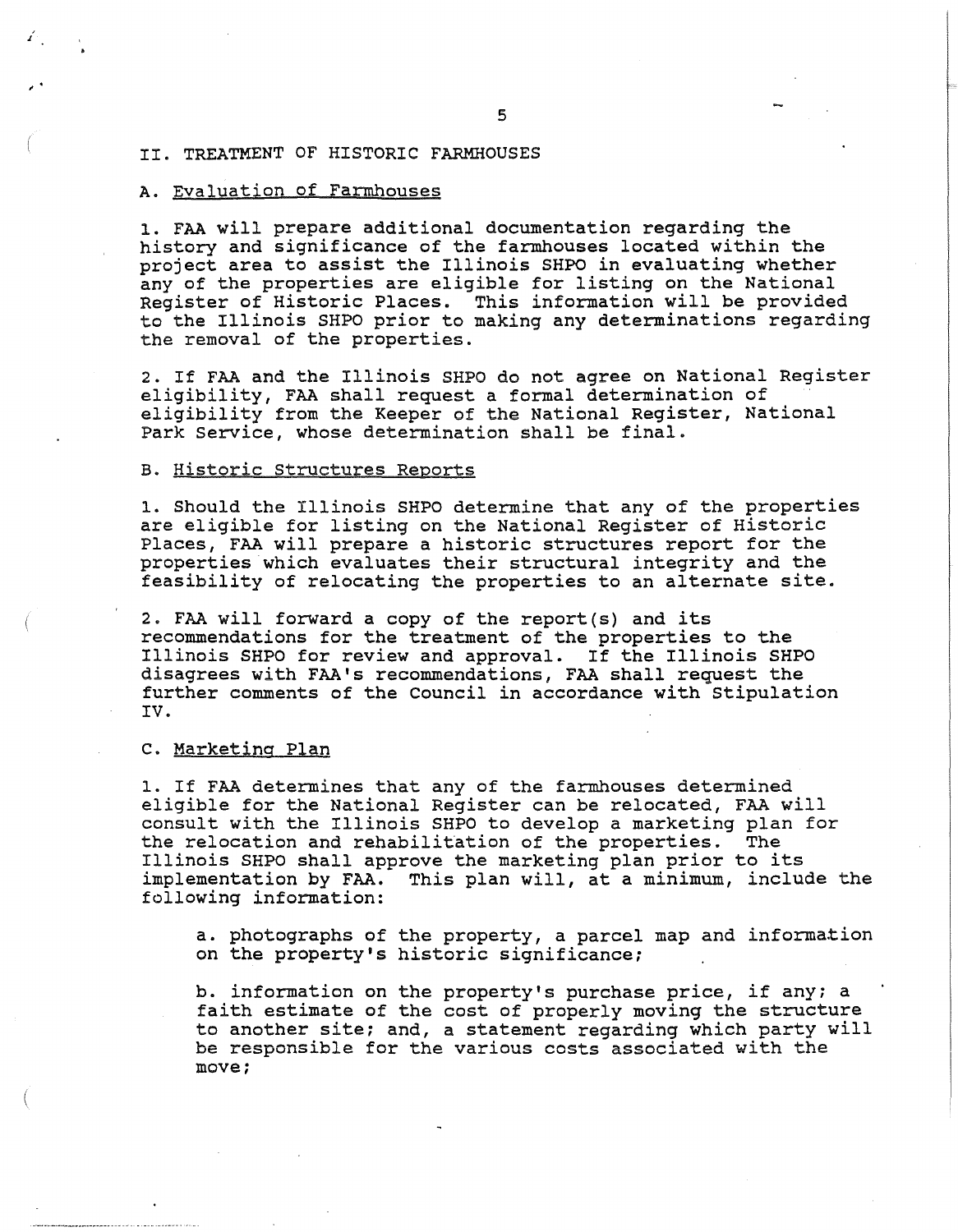## II. TREATMENT OF HISTORIC FARMHOUSES

### A. Evaluation of Farmhouses

1. FAA will prepare additional documentation regarding the history and significance of the farmhouses located within the project area to assist the Illinois SHPO in evaluating whether any of the properties are eligible for listing on the National Register of Historic Places. This information will be provided to the Illinois SHPO prior to making any determinations regarding the removal of the properties.

2. If FAA and the Illinois SHPO do not agree on National Register eligibility, FAA shall request a formal determination of eligibility from the Keeper of the National Register, National Park Service, whose determination shall be final.

### B. Historic Structures Reports

1. Should the Illinois SHPO determine that any of the properties are eligible for listing on the National Register of Historic Places, FAA will prepare a historic structures report for the properties which evaluates their structural integrity and the feasibility of relocating the properties to an alternate site.

2. FAA will forward a copy of the report(s) and its recommendations for the treatment of the properties to the Illinois SHPO for review and approval. If the Illinois SHPO disagrees with FAA's recommendations, FAA shall request the further comments of the Council in accordance with Stipulation IV.

### C. Marketing Plan

1. If FAA determines that any of the farmhouses determined eligible for the National Register can be relocated, FAA will consult with the Illinois SHPO to develop a marketing plan for the relocation and rehabilitation of the properties. The Illinois SHPO shall approve the marketing plan prior to its implementation by FAA. This plan will, at a minimum, include the following information:

   a. photographs of the property, a parcel map and information on the property's historic significance;

   b. information on the property's purchase price, if any; a faith estimate of the cost of properly moving the structure to another site; and, a statement regarding which party will be responsible for the various costs associated with the move;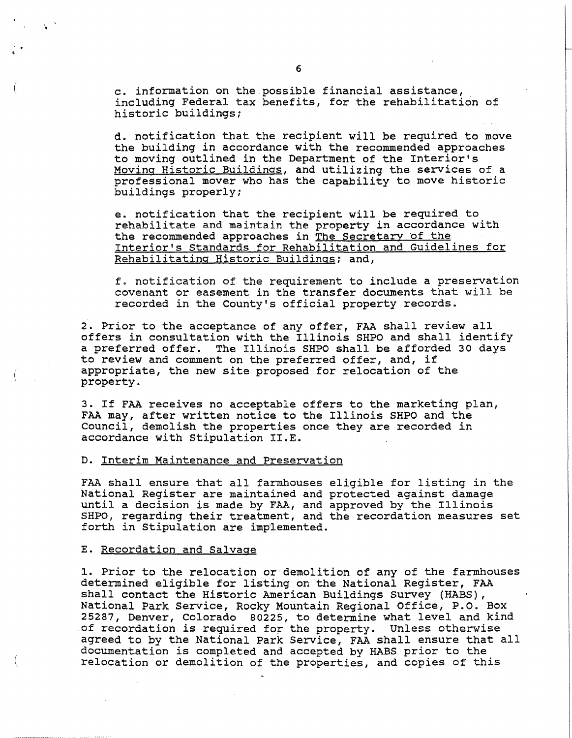c. information on the possible financial assistance, including Federal tax benefits, for the rehabilitation of historic buildings;

d. notification that the recipient will be required to move the building in accordance with the recommended approaches to moving outlined in the Department of the Interior's Moving Historic Buildings, and utilizing the services of a professional mover who has the capability to move historic buildings properly;

e. notification that the recipient will be required to rehabilitate and maintain the property in accordance with the recommended approaches in The Secretary of the Interior's Standards for Rehabilitation and Guidelines for Rehabilitating Historic Buildings; and,

f. notification of the requirement to include a preservation covenant or easement in the transfer documents that will be recorded in the County's official property records.

2. Prior to the acceptance of any offer, FAA shall review all offers in consultation with the Illinois SHPO and shall identify a preferred offer. The Illinois SHPO shall be afforded 30 days to review and comment on the preferred offer, and, if appropriate, the new site proposed for relocation of the property.

3. If FAA receives no acceptable offers to the marketing plan, FAA may, after written notice to the Illinois SHPO and the Council, demolish the properties once they are recorded in accordance with Stipulation II.E.

D. Interim Maintenance and Preservation

FAA shall ensure that all farmhouses eligible for listing in the National Register are maintained and protected against damage until a decision is made by FAA, and approved by the Illinois SHPO, regarding their treatment, and the recordation measures set forth in Stipulation are implemented.

E. Recordation and Salvage

1. Prior to the relocation or demolition of any of the farmhouses determined eligible for listing on the National Register, FAA shall contact the Historic American Buildings Survey (HABS), National Park Service, Rocky Mountain Regional Office, P.O. Box 25287, Denver, Colorado 80225, to determine what level and kind of recordation is required for the property. Unless otherwise agreed to by the National Park Service, FAA shall ensure that all documentation is completed and accepted by HABS prior to the relocation or demolition of the properties, and copies of this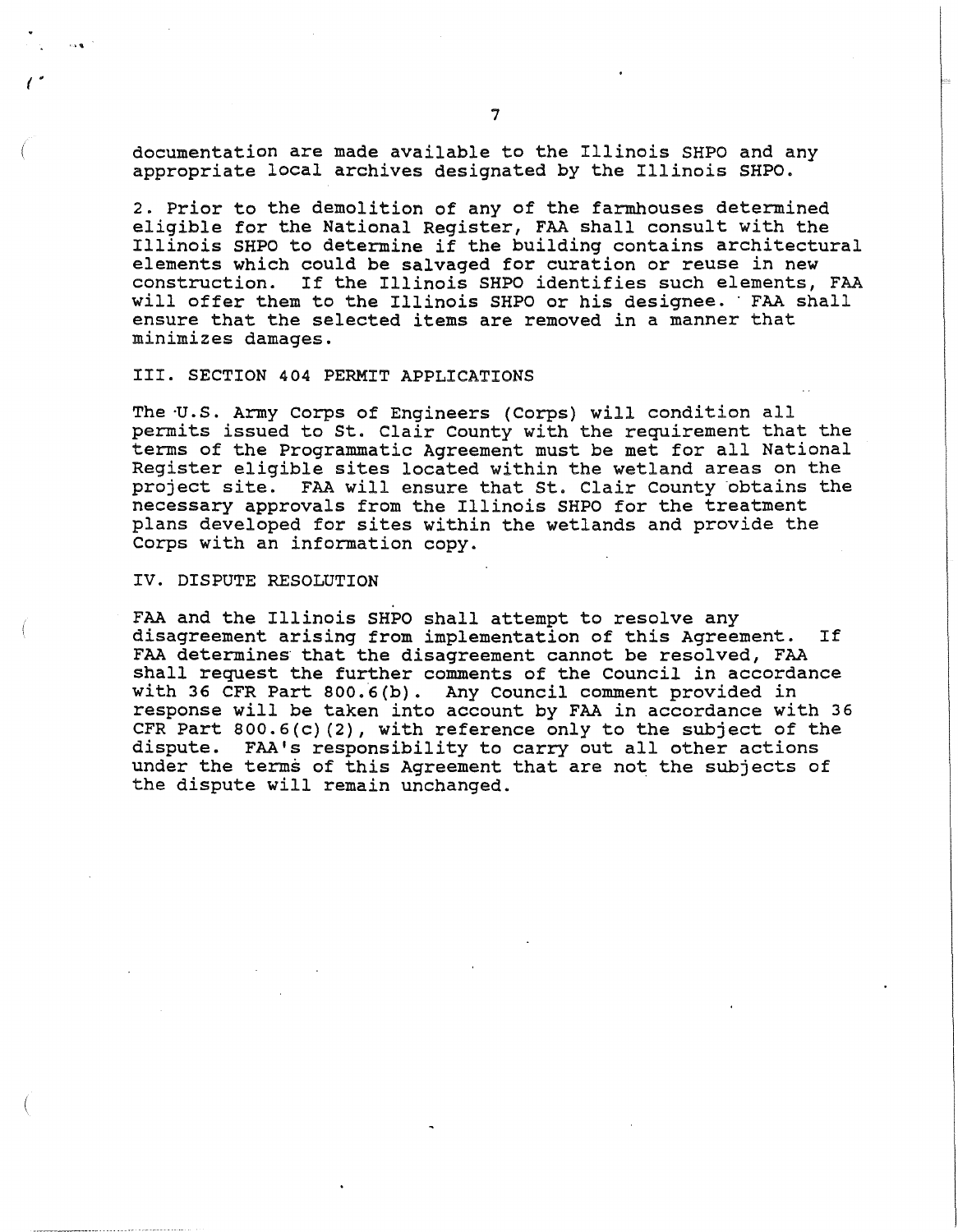documentation are made available to the Illinois SHPO and any appropriate local archives designated by the Illinois SHPO.

2. Prior to the demolition of any of the farmhouses determined eligible for the National Register, FAA shall consult with the Illinois SHPO to determine if the building contains architectural elements which could be salvaged for curation or reuse in new construction. If the Illinois SHPO identifies such elements, FAA will offer them to the Illinois SHPO or his designee. FAA shall ensure that the selected items are removed in a manner that minimizes damages.

## III. SECTION 404 PERMIT APPLICATIONS

The U.S. Army Corps of Engineers (Corps) will condition all permits issued to St. Clair County with the requirement that the terms of the Programmatic Agreement must be met for all National Register eligible sites located within the wetland areas on the project site. FAA will ensure that St. Clair County obtains the necessary approvals from the Illinois SHPO for the treatment plans developed for sites within the wetlands and provide the Corps with an information copy.

## IV. DISPUTE RESOLUTION

FAA and the Illinois SHPO shall attempt to resolve any disagreement arising from implementation of this Agreement. If FAA determines that the disagreement cannot be resolved, FAA shall request the further comments of the Council in accordance with 36 CFR Part 800.6(b). Any Council comment provided in response will be taken into account by FAA in accordance with 36 CFR Part 800.6(c)(2), with reference only to the subject of the dispute. FAA's responsibility to carry out all other actions under the terms of this Agreement that are not the subjects of the dispute will remain unchanged.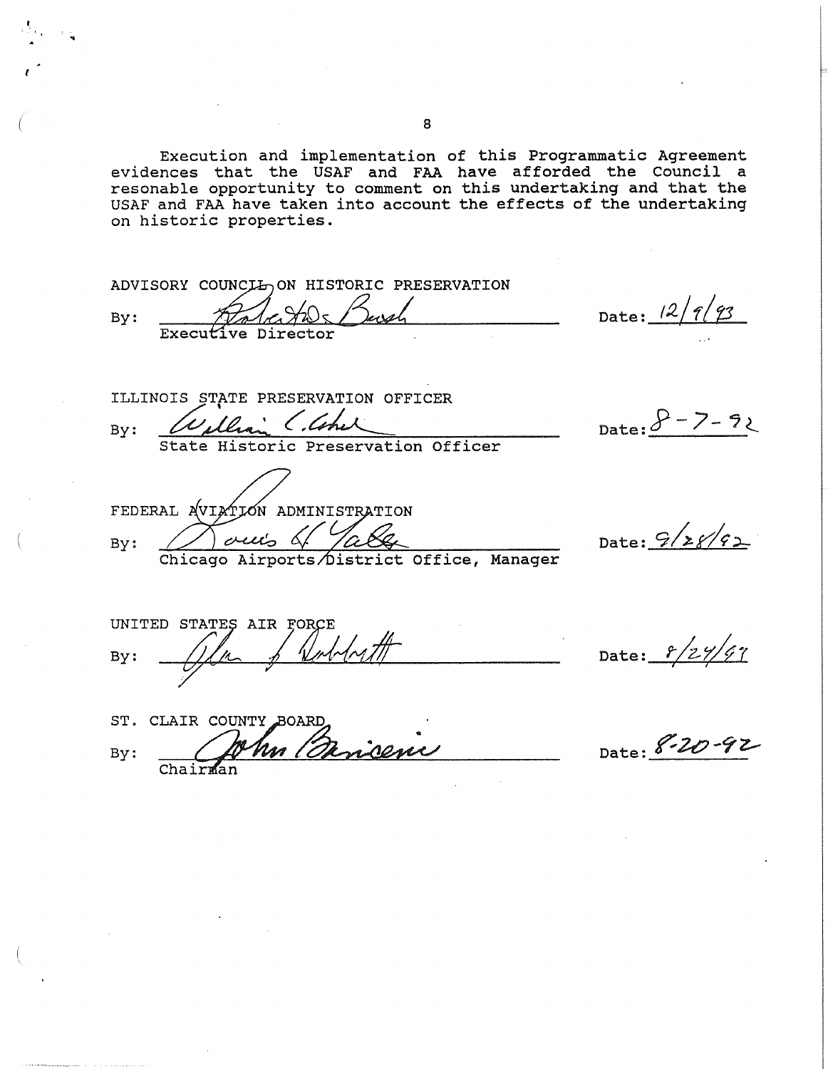Execution and implementation of this Programmatic Agreement evidences that the USAF and FAA have afforded the Council a resonable opportunity to comment on this undertaking and that the USAF and FAA have taken into account the effects of the undertaking on historic properties.

ADVISORY COUNCIL ON HISTORIC PRESERVATION

By: ______________________________ Date: 12/9/93
Executive Director

ILLINOIS STATE PRESERVATION OFFICER

By: ______________________________ Date: 8-7-92
State Historic Preservation Officer

FEDERAL AVIATION ADMINISTRATION

By: ______________________________ Date: 9/28/92
Chicago Airports/District Office, Manager

UNITED STATES AIR FORCE

By: ______________________________ Date: 8/24/92

ST. CLAIR COUNTY BOARD

By: ______________________________ Date: 8-20-92
Chairman